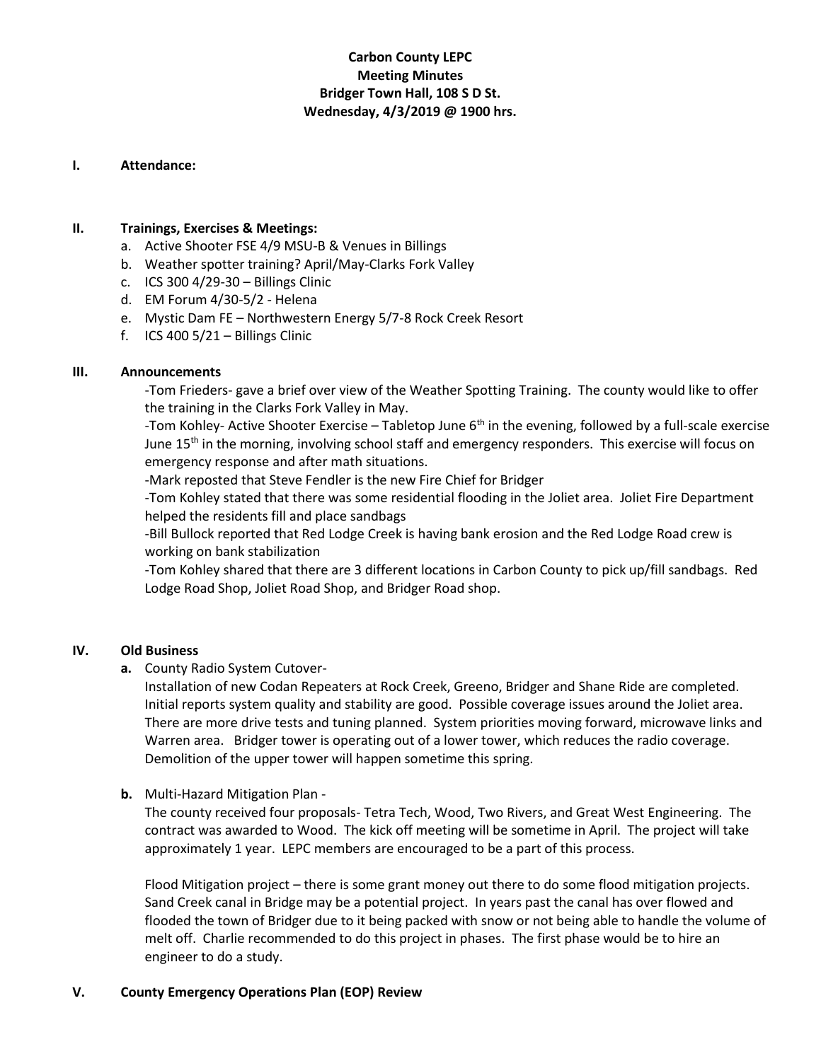**Carbon County LEPC**
**Meeting Minutes**
**Bridger Town Hall, 108 S D St.**
**Wednesday, 4/3/2019 @ 1900 hrs.**

## I. Attendance:

## II. Trainings, Exercises & Meetings:

a. Active Shooter FSE 4/9 MSU-B & Venues in Billings
b. Weather spotter training? April/May-Clarks Fork Valley
c. ICS 300 4/29-30 – Billings Clinic
d. EM Forum 4/30-5/2 - Helena
e. Mystic Dam FE – Northwestern Energy 5/7-8 Rock Creek Resort
f. ICS 400 5/21 – Billings Clinic

## III. Announcements

-Tom Frieders- gave a brief over view of the Weather Spotting Training. The county would like to offer the training in the Clarks Fork Valley in May.

-Tom Kohley- Active Shooter Exercise – Tabletop June 6th in the evening, followed by a full-scale exercise June 15th in the morning, involving school staff and emergency responders. This exercise will focus on emergency response and after math situations.

-Mark reposted that Steve Fendler is the new Fire Chief for Bridger

-Tom Kohley stated that there was some residential flooding in the Joliet area. Joliet Fire Department helped the residents fill and place sandbags

-Bill Bullock reported that Red Lodge Creek is having bank erosion and the Red Lodge Road crew is working on bank stabilization

-Tom Kohley shared that there are 3 different locations in Carbon County to pick up/fill sandbags. Red Lodge Road Shop, Joliet Road Shop, and Bridger Road shop.

## IV. Old Business

**a.** County Radio System Cutover-

Installation of new Codan Repeaters at Rock Creek, Greeno, Bridger and Shane Ride are completed. Initial reports system quality and stability are good. Possible coverage issues around the Joliet area. There are more drive tests and tuning planned. System priorities moving forward, microwave links and Warren area. Bridger tower is operating out of a lower tower, which reduces the radio coverage. Demolition of the upper tower will happen sometime this spring.

**b.** Multi-Hazard Mitigation Plan -

The county received four proposals- Tetra Tech, Wood, Two Rivers, and Great West Engineering. The contract was awarded to Wood. The kick off meeting will be sometime in April. The project will take approximately 1 year. LEPC members are encouraged to be a part of this process.

Flood Mitigation project – there is some grant money out there to do some flood mitigation projects. Sand Creek canal in Bridge may be a potential project. In years past the canal has over flowed and flooded the town of Bridger due to it being packed with snow or not being able to handle the volume of melt off. Charlie recommended to do this project in phases. The first phase would be to hire an engineer to do a study.

## V. County Emergency Operations Plan (EOP) Review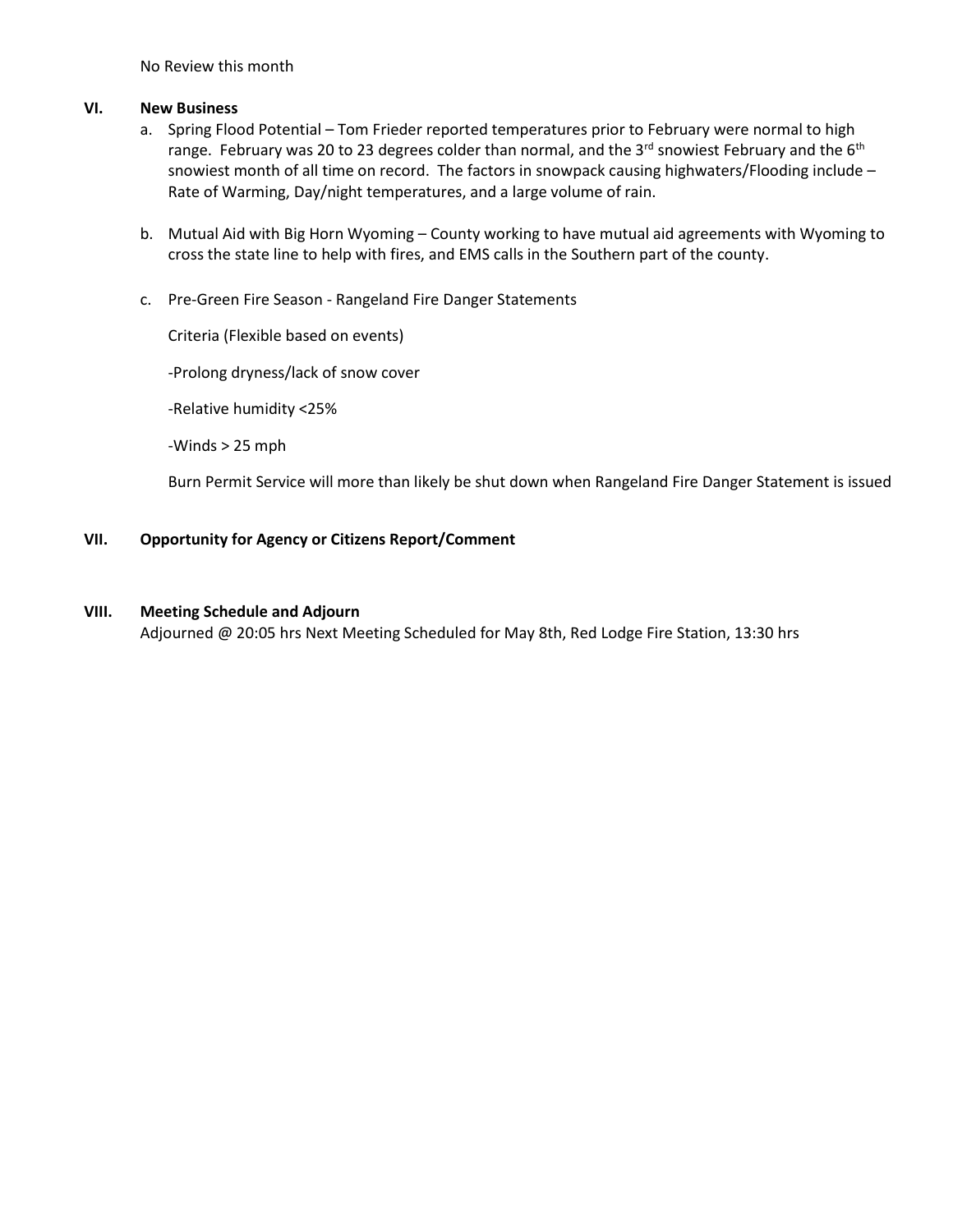No Review this month

## VI. New Business

a. Spring Flood Potential – Tom Frieder reported temperatures prior to February were normal to high range. February was 20 to 23 degrees colder than normal, and the 3rd snowiest February and the 6th snowiest month of all time on record. The factors in snowpack causing highwaters/Flooding include – Rate of Warming, Day/night temperatures, and a large volume of rain.

b. Mutual Aid with Big Horn Wyoming – County working to have mutual aid agreements with Wyoming to cross the state line to help with fires, and EMS calls in the Southern part of the county.

c. Pre-Green Fire Season - Rangeland Fire Danger Statements

   Criteria (Flexible based on events)

   -Prolong dryness/lack of snow cover

   -Relative humidity <25%

   -Winds > 25 mph

   Burn Permit Service will more than likely be shut down when Rangeland Fire Danger Statement is issued

## VII. Opportunity for Agency or Citizens Report/Comment

## VIII. Meeting Schedule and Adjourn

Adjourned @ 20:05 hrs Next Meeting Scheduled for May 8th, Red Lodge Fire Station, 13:30 hrs